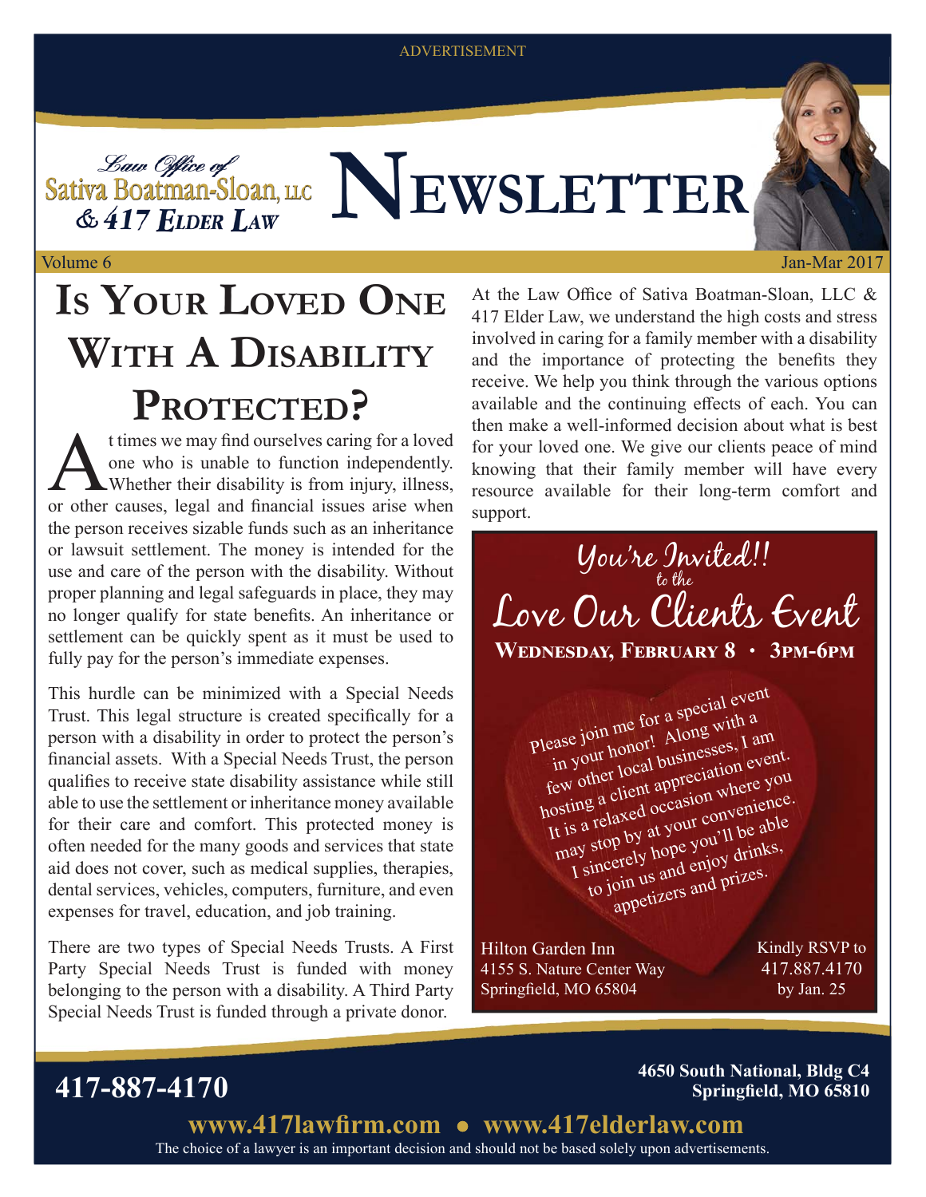ADVERTISEMENT

Law Office of
Sativa Boatman-Sloan, LLC
& 417 Elder Law

# Newsletter

Volume 6 Jan-Mar 2017

## Is Your Loved One With A Disability Protected?

At times we may find ourselves caring for a loved one who is unable to function independently. Whether their disability is from injury, illness, or other causes, legal and financial issues arise when the person receives sizable funds such as an inheritance or lawsuit settlement. The money is intended for the use and care of the person with the disability. Without proper planning and legal safeguards in place, they may no longer qualify for state benefits. An inheritance or settlement can be quickly spent as it must be used to fully pay for the person's immediate expenses.

This hurdle can be minimized with a Special Needs Trust. This legal structure is created specifically for a person with a disability in order to protect the person's financial assets. With a Special Needs Trust, the person qualifies to receive state disability assistance while still able to use the settlement or inheritance money available for their care and comfort. This protected money is often needed for the many goods and services that state aid does not cover, such as medical supplies, therapies, dental services, vehicles, computers, furniture, and even expenses for travel, education, and job training.

There are two types of Special Needs Trusts. A First Party Special Needs Trust is funded with money belonging to the person with a disability. A Third Party Special Needs Trust is funded through a private donor.

At the Law Office of Sativa Boatman-Sloan, LLC & 417 Elder Law, we understand the high costs and stress involved in caring for a family member with a disability and the importance of protecting the benefits they receive. We help you think through the various options available and the continuing effects of each. You can then make a well-informed decision about what is best for your loved one. We give our clients peace of mind knowing that their family member will have every resource available for their long-term comfort and support.

### You're Invited!! to the Love Our Clients Event

**Wednesday, February 8 • 3pm-6pm**

Please join me for a special event in your honor! Along with a few other local businesses, I am hosting a client appreciation event. It is a relaxed occasion where you may stop by at your convenience. I sincerely hope you'll be able to join us and enjoy drinks, appetizers and prizes.

Hilton Garden Inn
4155 S. Nature Center Way
Springfield, MO 65804

Kindly RSVP to
417.887.4170
by Jan. 25

**417-887-4170**

**4650 South National, Bldg C4**
**Springfield, MO 65810**

**www.417lawfirm.com • www.417elderlaw.com**

The choice of a lawyer is an important decision and should not be based solely upon advertisements.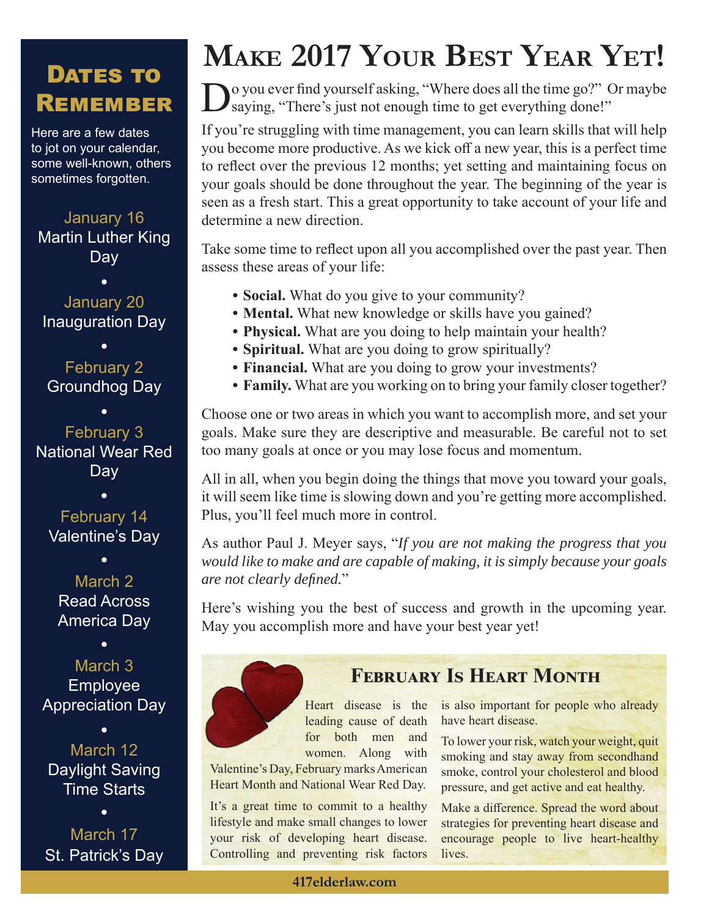## Dates to Remember

Here are a few dates to jot on your calendar, some well-known, others sometimes forgotten.

January 16
Martin Luther King Day

•

January 20
Inauguration Day

•

February 2
Groundhog Day

•

February 3
National Wear Red Day

•

February 14
Valentine's Day

•

March 2
Read Across America Day

•

March 3
Employee Appreciation Day

•

March 12
Daylight Saving Time Starts

•

March 17
St. Patrick's Day

# Make 2017 Your Best Year Yet!

Do you ever find yourself asking, "Where does all the time go?" Or maybe saying, "There's just not enough time to get everything done!"

If you're struggling with time management, you can learn skills that will help you become more productive. As we kick off a new year, this is a perfect time to reflect over the previous 12 months; yet setting and maintaining focus on your goals should be done throughout the year. The beginning of the year is seen as a fresh start. This a great opportunity to take account of your life and determine a new direction.

Take some time to reflect upon all you accomplished over the past year. Then assess these areas of your life:

- **Social.** What do you give to your community?
- **Mental.** What new knowledge or skills have you gained?
- **Physical.** What are you doing to help maintain your health?
- **Spiritual.** What are you doing to grow spiritually?
- **Financial.** What are you doing to grow your investments?
- **Family.** What are you working on to bring your family closer together?

Choose one or two areas in which you want to accomplish more, and set your goals. Make sure they are descriptive and measurable. Be careful not to set too many goals at once or you may lose focus and momentum.

All in all, when you begin doing the things that move you toward your goals, it will seem like time is slowing down and you're getting more accomplished. Plus, you'll feel much more in control.

As author Paul J. Meyer says, "*If you are not making the progress that you would like to make and are capable of making, it is simply because your goals are not clearly defined.*"

Here's wishing you the best of success and growth in the upcoming year. May you accomplish more and have your best year yet!

## February Is Heart Month

Heart disease is the leading cause of death for both men and women. Along with Valentine's Day, February marks American Heart Month and National Wear Red Day.

It's a great time to commit to a healthy lifestyle and make small changes to lower your risk of developing heart disease. Controlling and preventing risk factors is also important for people who already have heart disease.

To lower your risk, watch your weight, quit smoking and stay away from secondhand smoke, control your cholesterol and blood pressure, and get active and eat healthy.

Make a difference. Spread the word about strategies for preventing heart disease and encourage people to live heart-healthy lives.

417elderlaw.com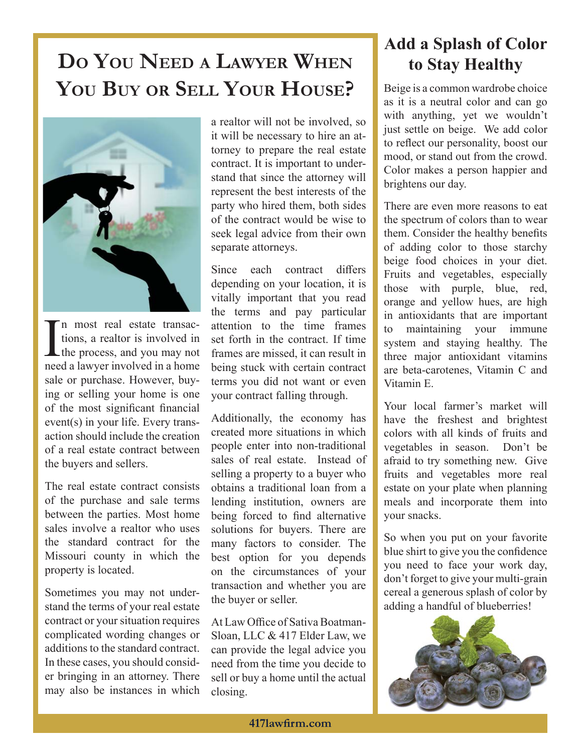# Do You Need a Lawyer When You Buy or Sell Your House?

In most real estate transactions, a realtor is involved in the process, and you may not need a lawyer involved in a home sale or purchase. However, buying or selling your home is one of the most significant financial event(s) in your life. Every transaction should include the creation of a real estate contract between the buyers and sellers.

The real estate contract consists of the purchase and sale terms between the parties. Most home sales involve a realtor who uses the standard contract for the Missouri county in which the property is located.

Sometimes you may not understand the terms of your real estate contract or your situation requires complicated wording changes or additions to the standard contract. In these cases, you should consider bringing in an attorney. There may also be instances in which a realtor will not be involved, so it will be necessary to hire an attorney to prepare the real estate contract. It is important to understand that since the attorney will represent the best interests of the party who hired them, both sides of the contract would be wise to seek legal advice from their own separate attorneys.

Since each contract differs depending on your location, it is vitally important that you read the terms and pay particular attention to the time frames set forth in the contract. If time frames are missed, it can result in being stuck with certain contract terms you did not want or even your contract falling through.

Additionally, the economy has created more situations in which people enter into non-traditional sales of real estate. Instead of selling a property to a buyer who obtains a traditional loan from a lending institution, owners are being forced to find alternative solutions for buyers. There are many factors to consider. The best option for you depends on the circumstances of your transaction and whether you are the buyer or seller.

At Law Office of Sativa Boatman-Sloan, LLC & 417 Elder Law, we can provide the legal advice you need from the time you decide to sell or buy a home until the actual closing.

## Add a Splash of Color to Stay Healthy

Beige is a common wardrobe choice as it is a neutral color and can go with anything, yet we wouldn't just settle on beige. We add color to reflect our personality, boost our mood, or stand out from the crowd. Color makes a person happier and brightens our day.

There are even more reasons to eat the spectrum of colors than to wear them. Consider the healthy benefits of adding color to those starchy beige food choices in your diet. Fruits and vegetables, especially those with purple, blue, red, orange and yellow hues, are high in antioxidants that are important to maintaining your immune system and staying healthy. The three major antioxidant vitamins are beta-carotenes, Vitamin C and Vitamin E.

Your local farmer's market will have the freshest and brightest colors with all kinds of fruits and vegetables in season. Don't be afraid to try something new. Give fruits and vegetables more real estate on your plate when planning meals and incorporate them into your snacks.

So when you put on your favorite blue shirt to give you the confidence you need to face your work day, don't forget to give your multi-grain cereal a generous splash of color by adding a handful of blueberries!

417lawfirm.com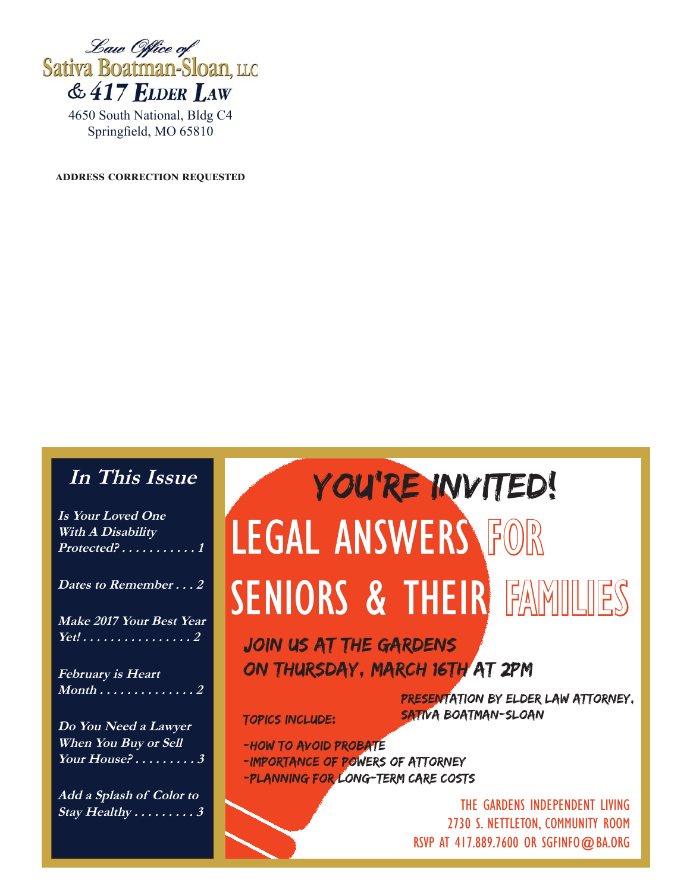Law Office of
Sativa Boatman-Sloan, LLC
& 417 Elder Law

4650 South National, Bldg C4
Springfield, MO 65810

**ADDRESS CORRECTION REQUESTED**

## *In This Issue*

***Is Your Loved One With A Disability Protected? . . . . . . . . . . . 1***

***Dates to Remember . . . 2***

***Make 2017 Your Best Year Yet! . . . . . . . . . . . . . . . . 2***

***February is Heart Month . . . . . . . . . . . . . . 2***

***Do You Need a Lawyer When You Buy or Sell Your House? . . . . . . . . . 3***

***Add a Splash of Color to Stay Healthy . . . . . . . . . 3***

# YOU'RE INVITED!

# LEGAL ANSWERS FOR SENIORS & THEIR FAMILIES

JOIN US AT THE GARDENS
ON THURSDAY, MARCH 16TH AT 2PM

PRESENTATION BY ELDER LAW ATTORNEY, SATIVA BOATMAN-SLOAN

TOPICS INCLUDE:

-HOW TO AVOID PROBATE
-IMPORTANCE OF POWERS OF ATTORNEY
-PLANNING FOR LONG-TERM CARE COSTS

THE GARDENS INDEPENDENT LIVING
2730 S. NETTLETON, COMMUNITY ROOM
RSVP AT 417.889.7600 OR SGFINFO@BA.ORG